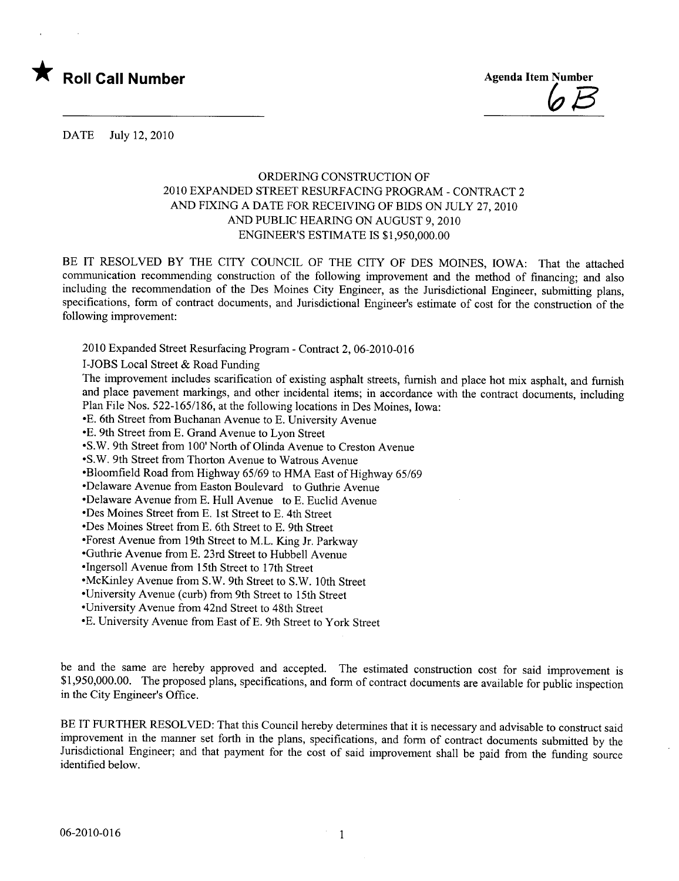★ **Roll Call Number**

**Agenda Item Number**

6B

DATE July 12, 2010

ORDERING CONSTRUCTION OF
2010 EXPANDED STREET RESURFACING PROGRAM - CONTRACT 2
AND FIXING A DATE FOR RECEIVING OF BIDS ON JULY 27, 2010
AND PUBLIC HEARING ON AUGUST 9, 2010
ENGINEER'S ESTIMATE IS $1,950,000.00

BE IT RESOLVED BY THE CITY COUNCIL OF THE CITY OF DES MOINES, IOWA: That the attached communication recommending construction of the following improvement and the method of financing; and also including the recommendation of the Des Moines City Engineer, as the Jurisdictional Engineer, submitting plans, specifications, form of contract documents, and Jurisdictional Engineer's estimate of cost for the construction of the following improvement:

2010 Expanded Street Resurfacing Program - Contract 2, 06-2010-016

I-JOBS Local Street & Road Funding

The improvement includes scarification of existing asphalt streets, furnish and place hot mix asphalt, and furnish and place pavement markings, and other incidental items; in accordance with the contract documents, including Plan File Nos. 522-165/186, at the following locations in Des Moines, Iowa:

- E. 6th Street from Buchanan Avenue to E. University Avenue
- E. 9th Street from E. Grand Avenue to Lyon Street
- S.W. 9th Street from 100' North of Olinda Avenue to Creston Avenue
- S.W. 9th Street from Thorton Avenue to Watrous Avenue
- Bloomfield Road from Highway 65/69 to HMA East of Highway 65/69
- Delaware Avenue from Easton Boulevard to Guthrie Avenue
- Delaware Avenue from E. Hull Avenue to E. Euclid Avenue
- Des Moines Street from E. 1st Street to E. 4th Street
- Des Moines Street from E. 6th Street to E. 9th Street
- Forest Avenue from 19th Street to M.L. King Jr. Parkway
- Guthrie Avenue from E. 23rd Street to Hubbell Avenue
- Ingersoll Avenue from 15th Street to 17th Street
- McKinley Avenue from S.W. 9th Street to S.W. 10th Street
- University Avenue (curb) from 9th Street to 15th Street
- University Avenue from 42nd Street to 48th Street
- E. University Avenue from East of E. 9th Street to York Street

be and the same are hereby approved and accepted. The estimated construction cost for said improvement is $1,950,000.00. The proposed plans, specifications, and form of contract documents are available for public inspection in the City Engineer's Office.

BE IT FURTHER RESOLVED: That this Council hereby determines that it is necessary and advisable to construct said improvement in the manner set forth in the plans, specifications, and form of contract documents submitted by the Jurisdictional Engineer; and that payment for the cost of said improvement shall be paid from the funding source identified below.

06-2010-016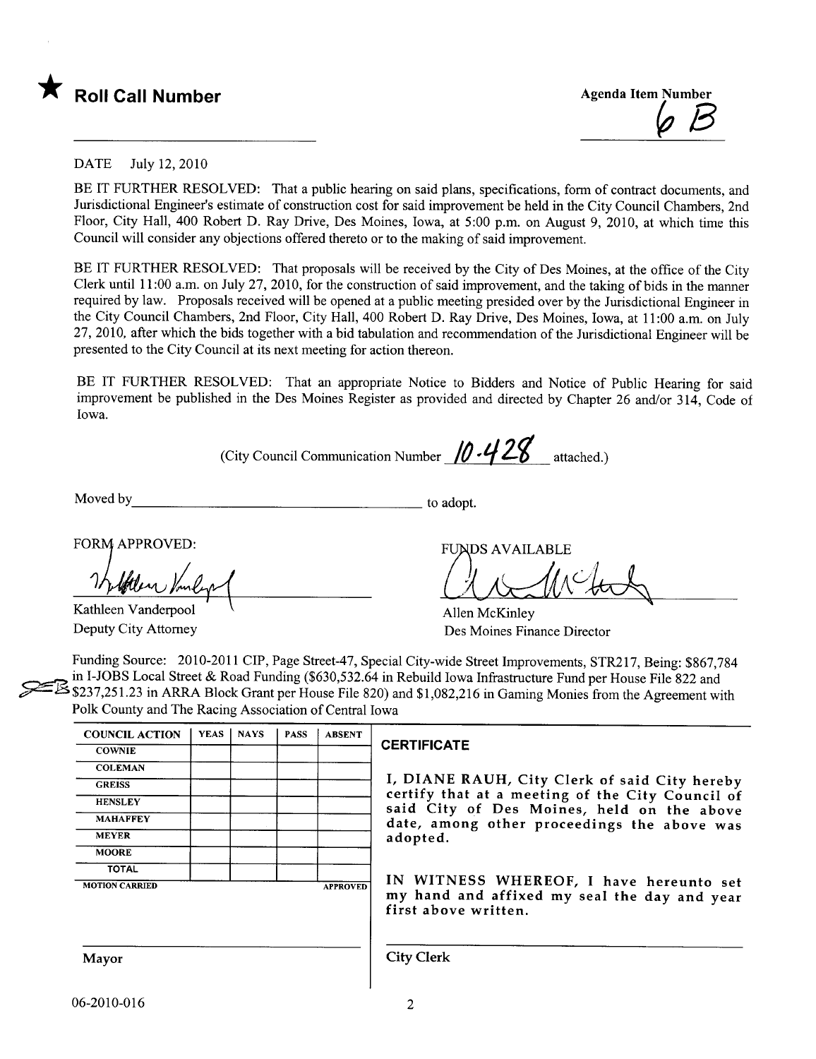★ **Roll Call Number**

Agenda Item Number
6 B

DATE July 12, 2010

BE IT FURTHER RESOLVED: That a public hearing on said plans, specifications, form of contract documents, and Jurisdictional Engineer's estimate of construction cost for said improvement be held in the City Council Chambers, 2nd Floor, City Hall, 400 Robert D. Ray Drive, Des Moines, Iowa, at 5:00 p.m. on August 9, 2010, at which time this Council will consider any objections offered thereto or to the making of said improvement.

BE IT FURTHER RESOLVED: That proposals will be received by the City of Des Moines, at the office of the City Clerk until 11:00 a.m. on July 27, 2010, for the construction of said improvement, and the taking of bids in the manner required by law. Proposals received will be opened at a public meeting presided over by the Jurisdictional Engineer in the City Council Chambers, 2nd Floor, City Hall, 400 Robert D. Ray Drive, Des Moines, Iowa, at 11:00 a.m. on July 27, 2010, after which the bids together with a bid tabulation and recommendation of the Jurisdictional Engineer will be presented to the City Council at its next meeting for action thereon.

BE IT FURTHER RESOLVED: That an appropriate Notice to Bidders and Notice of Public Hearing for said improvement be published in the Des Moines Register as provided and directed by Chapter 26 and/or 314, Code of Iowa.

(City Council Communication Number 10-428 attached.)

Moved by ______________________________ to adopt.

FORM APPROVED:

Kathleen Vanderpool
Deputy City Attorney

FUNDS AVAILABLE

Allen McKinley
Des Moines Finance Director

Funding Source: 2010-2011 CIP, Page Street-47, Special City-wide Street Improvements, STR217, Being: $867,784 in I-JOBS Local Street & Road Funding ($630,532.64 in Rebuild Iowa Infrastructure Fund per House File 822 and $237,251.23 in ARRA Block Grant per House File 820) and $1,082,216 in Gaming Monies from the Agreement with Polk County and The Racing Association of Central Iowa

| COUNCIL ACTION | YEAS | NAYS | PASS | ABSENT |
|---|---|---|---|---|
| COWNIE | | | | |
| COLEMAN | | | | |
| GREISS | | | | |
| HENSLEY | | | | |
| MAHAFFEY | | | | |
| MEYER | | | | |
| MOORE | | | | |
| TOTAL | | | | |
| MOTION CARRIED | | | | APPROVED |

**CERTIFICATE**

I, DIANE RAUH, City Clerk of said City hereby certify that at a meeting of the City Council of said City of Des Moines, held on the above date, among other proceedings the above was adopted.

IN WITNESS WHEREOF, I have hereunto set my hand and affixed my seal the day and year first above written.

Mayor

City Clerk

06-2010-016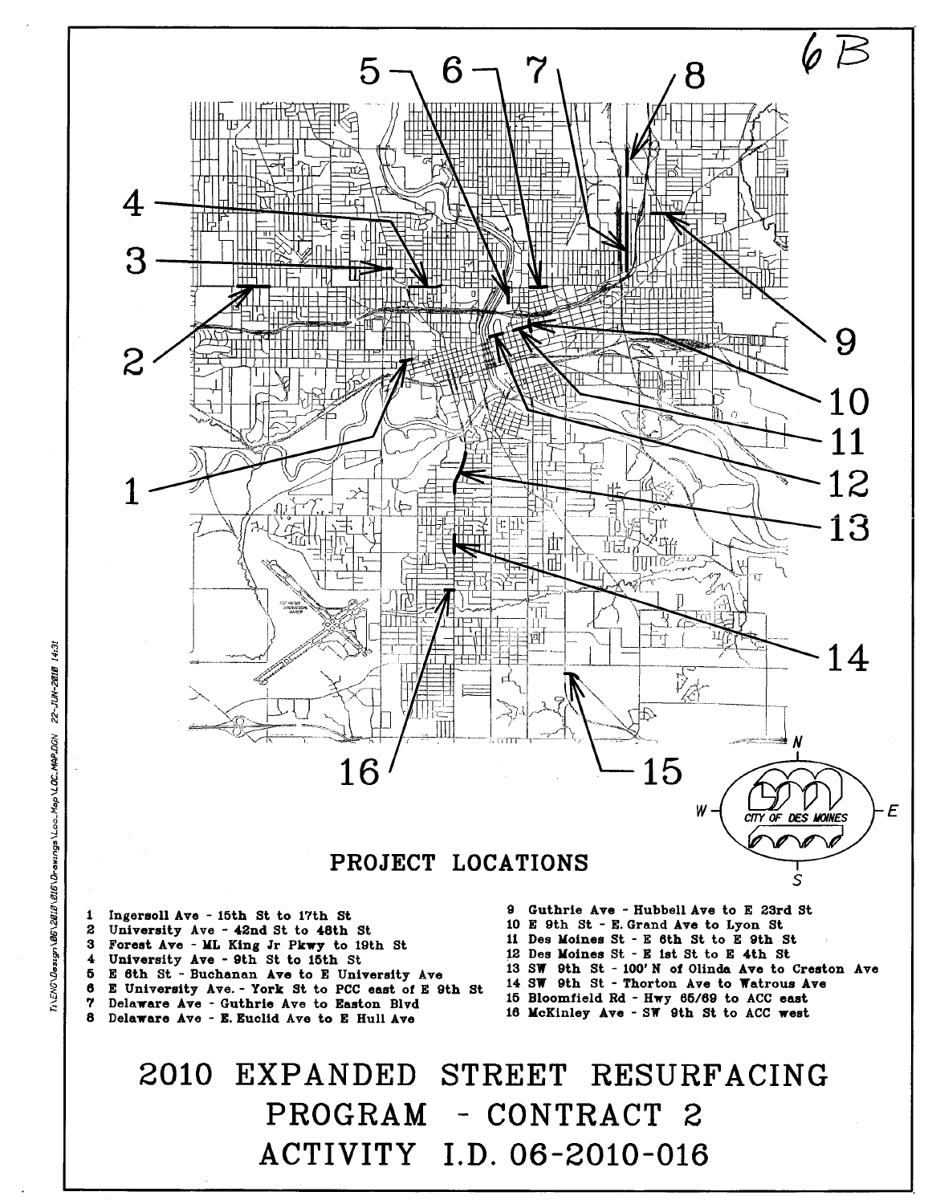6B

# PROJECT LOCATIONS

1 Ingersoll Ave - 15th St to 17th St
2 University Ave - 42nd St to 48th St
3 Forest Ave - ML King Jr Pkwy to 19th St
4 University Ave - 9th St to 15th St
5 E 6th St - Buchanan Ave to E University Ave
6 E University Ave. - York St to PCC east of E 9th St
7 Delaware Ave - Guthrie Ave to Easton Blvd
8 Delaware Ave - E. Euclid Ave to E Hull Ave
9 Guthrie Ave - Hubbell Ave to E 23rd St
10 E 9th St - E. Grand Ave to Lyon St
11 Des Moines St - E 6th St to E 9th St
12 Des Moines St - E 1st St to E 4th St
13 SW 9th St - 100' N of Olinda Ave to Creston Ave
14 SW 9th St - Thorton Ave to Watrous Ave
15 Bloomfield Rd - Hwy 65/69 to ACC east
16 McKinley Ave - SW 9th St to ACC west

# 2010 EXPANDED STREET RESURFACING PROGRAM - CONTRACT 2

# ACTIVITY I.D. 06-2010-016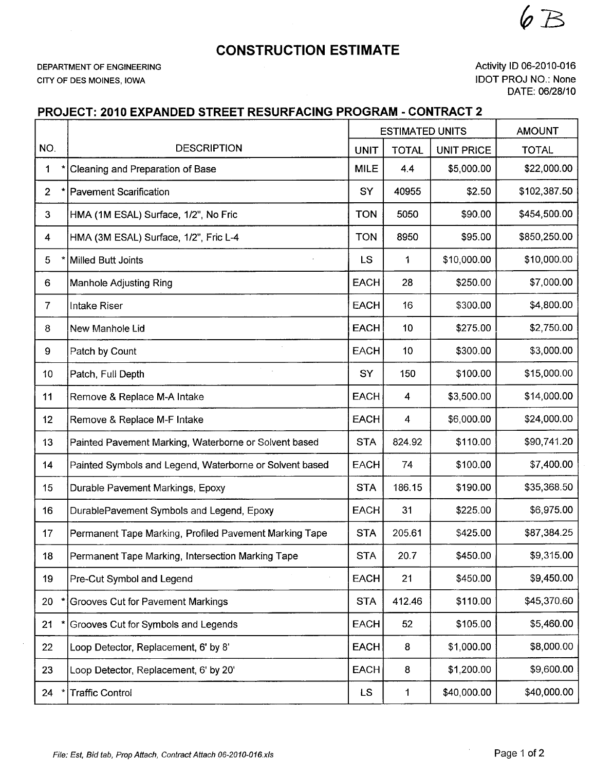6B

# CONSTRUCTION ESTIMATE

DEPARTMENT OF ENGINEERING
CITY OF DES MOINES, IOWA

Activity ID 06-2010-016
IDOT PROJ NO.: None
DATE: 06/28/10

## PROJECT: 2010 EXPANDED STREET RESURFACING PROGRAM - CONTRACT 2

| NO. | DESCRIPTION | ESTIMATED UNITS | | | AMOUNT |
|---|---|---|---|---|---|
| | | UNIT | TOTAL | UNIT PRICE | TOTAL |
| 1 * | Cleaning and Preparation of Base | MILE | 4.4 | $5,000.00 | $22,000.00 |
| 2 * | Pavement Scarification | SY | 40955 | $2.50 | $102,387.50 |
| 3 | HMA (1M ESAL) Surface, 1/2", No Fric | TON | 5050 | $90.00 | $454,500.00 |
| 4 | HMA (3M ESAL) Surface, 1/2", Fric L-4 | TON | 8950 | $95.00 | $850,250.00 |
| 5 * | Milled Butt Joints | LS | 1 | $10,000.00 | $10,000.00 |
| 6 | Manhole Adjusting Ring | EACH | 28 | $250.00 | $7,000.00 |
| 7 | Intake Riser | EACH | 16 | $300.00 | $4,800.00 |
| 8 | New Manhole Lid | EACH | 10 | $275.00 | $2,750.00 |
| 9 | Patch by Count | EACH | 10 | $300.00 | $3,000.00 |
| 10 | Patch, Full Depth | SY | 150 | $100.00 | $15,000.00 |
| 11 | Remove & Replace M-A Intake | EACH | 4 | $3,500.00 | $14,000.00 |
| 12 | Remove & Replace M-F Intake | EACH | 4 | $6,000.00 | $24,000.00 |
| 13 | Painted Pavement Marking, Waterborne or Solvent based | STA | 824.92 | $110.00 | $90,741.20 |
| 14 | Painted Symbols and Legend, Waterborne or Solvent based | EACH | 74 | $100.00 | $7,400.00 |
| 15 | Durable Pavement Markings, Epoxy | STA | 186.15 | $190.00 | $35,368.50 |
| 16 | DurablePavement Symbols and Legend, Epoxy | EACH | 31 | $225.00 | $6,975.00 |
| 17 | Permanent Tape Marking, Profiled Pavement Marking Tape | STA | 205.61 | $425.00 | $87,384.25 |
| 18 | Permanent Tape Marking, Intersection Marking Tape | STA | 20.7 | $450.00 | $9,315.00 |
| 19 | Pre-Cut Symbol and Legend | EACH | 21 | $450.00 | $9,450.00 |
| 20 * | Grooves Cut for Pavement Markings | STA | 412.46 | $110.00 | $45,370.60 |
| 21 * | Grooves Cut for Symbols and Legends | EACH | 52 | $105.00 | $5,460.00 |
| 22 | Loop Detector, Replacement, 6' by 8' | EACH | 8 | $1,000.00 | $8,000.00 |
| 23 | Loop Detector, Replacement, 6' by 20' | EACH | 8 | $1,200.00 | $9,600.00 |
| 24 * | Traffic Control | LS | 1 | $40,000.00 | $40,000.00 |

*File: Est, Bid tab, Prop Attach, Contract Attach 06-2010-016.xls*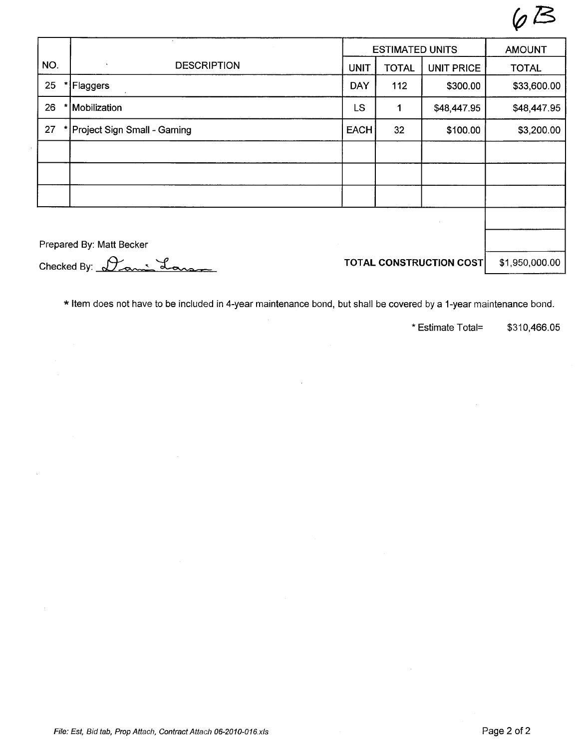6B

| NO. | DESCRIPTION | ESTIMATED UNITS | | | AMOUNT |
|---|---|---|---|---|---|
| | | UNIT | TOTAL | UNIT PRICE | TOTAL |
| 25 * | Flaggers | DAY | 112 | $300.00 | $33,600.00 |
| 26 * | Mobilization | LS | 1 | $48,447.95 | $48,447.95 |
| 27 * | Project Sign Small - Gaming | EACH | 32 | $100.00 | $3,200.00 |
| | | | | | |
| | | | | | |
| | | | | | |
| | | | | | |
| | | | | | |
| | | | | TOTAL CONSTRUCTION COST | $1,950,000.00 |

Prepared By: Matt Becker

Checked By: Dani Larson

\* Item does not have to be included in 4-year maintenance bond, but shall be covered by a 1-year maintenance bond.

\* Estimate Total= $310,466.05

*File: Est, Bid tab, Prop Attach, Contract Attach 06-2010-016.xls*